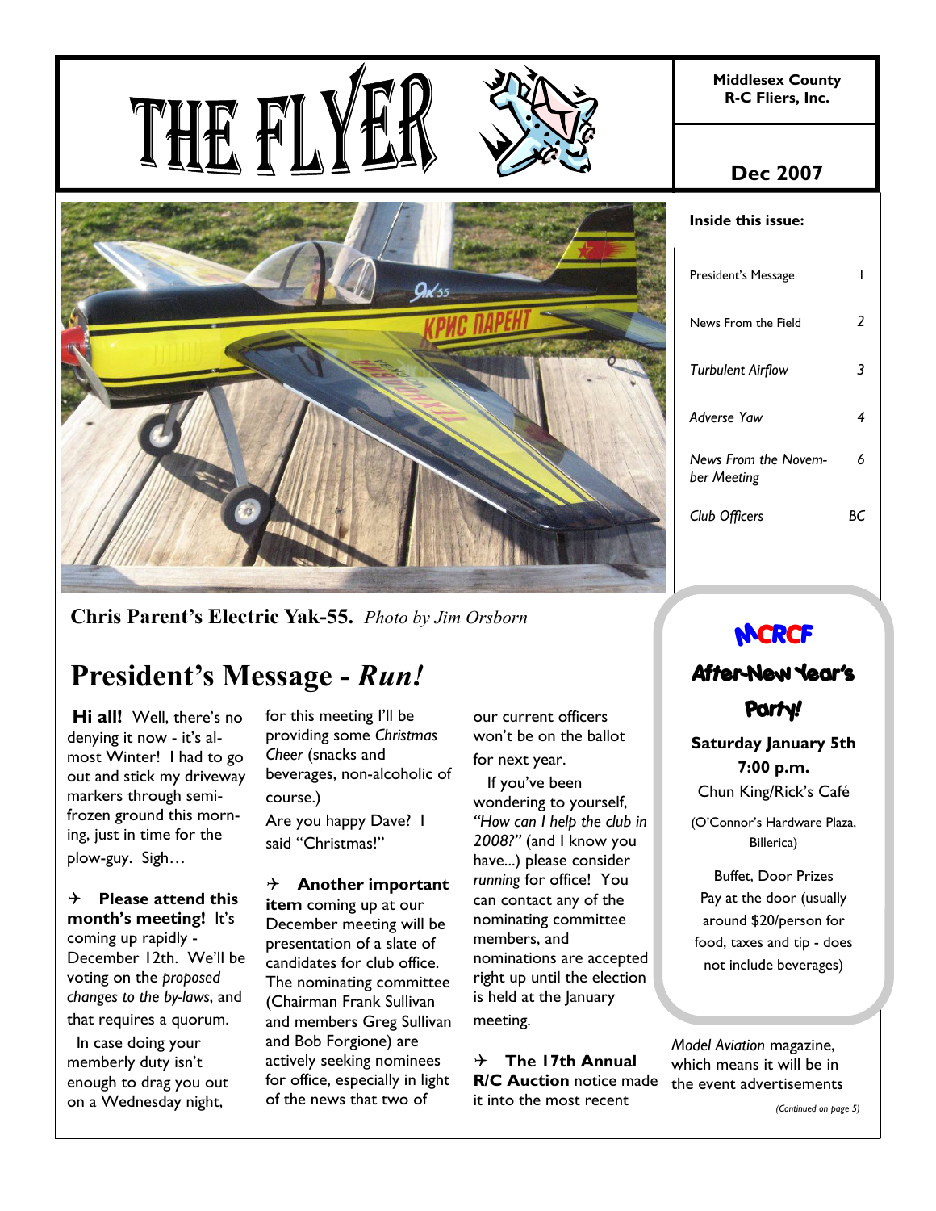# THE FLYER

**Middlesex County R-C Fliers, Inc.**

**Dec 2007**

**Inside this issue:**

| | |
|---|---|
| President's Message | 1 |
| News From the Field | 2 |
| *Turbulent Airflow* | 3 |
| *Adverse Yaw* | 4 |
| *News From the November Meeting* | 6 |
| *Club Officers* | BC |

**Chris Parent's Electric Yak-55.** *Photo by Jim Orsborn*

## President's Message - *Run!*

**Hi all!** Well, there's no denying it now - it's almost Winter! I had to go out and stick my driveway markers through semi-frozen ground this morning, just in time for the plow-guy. Sigh…

✈ **Please attend this month's meeting!** It's coming up rapidly - December 12th. We'll be voting on the *proposed changes to the by-laws*, and that requires a quorum.

In case doing your memberly duty isn't enough to drag you out on a Wednesday night, for this meeting I'll be providing some *Christmas Cheer* (snacks and beverages, non-alcoholic of course.)

Are you happy Dave? I said "Christmas!"

✈ **Another important item** coming up at our December meeting will be presentation of a slate of candidates for club office. The nominating committee (Chairman Frank Sullivan and members Greg Sullivan and Bob Forgione) are actively seeking nominees for office, especially in light of the news that two of our current officers won't be on the ballot for next year.

If you've been wondering to yourself, *"How can I help the club in 2008?"* (and I know you have...) please consider *running* for office! You can contact any of the nominating committee members, and nominations are accepted right up until the election is held at the January meeting.

✈ **The 17th Annual R/C Auction** notice made it into the most recent *Model Aviation* magazine, which means it will be in the event advertisements

*(Continued on page 5)*

---

### MCRCF After-New Year's Party!

**Saturday January 5th**
**7:00 p.m.**
Chun King/Rick's Café

(O'Connor's Hardware Plaza, Billerica)

Buffet, Door Prizes
Pay at the door (usually around $20/person for food, taxes and tip - does not include beverages)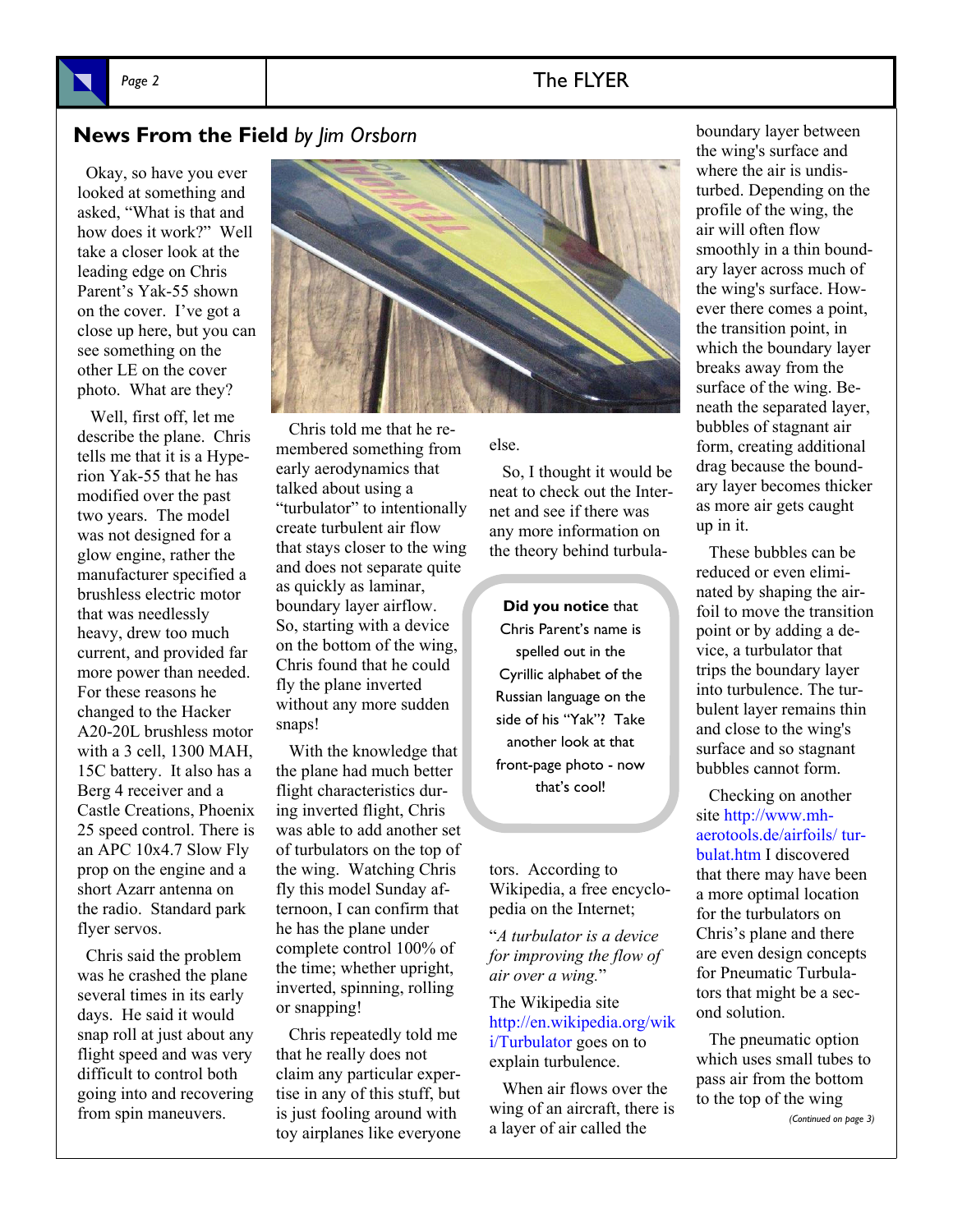## News From the Field *by Jim Orsborn*

Okay, so have you ever looked at something and asked, "What is that and how does it work?" Well take a closer look at the leading edge on Chris Parent's Yak-55 shown on the cover. I've got a close up here, but you can see something on the other LE on the cover photo. What are they?

Well, first off, let me describe the plane. Chris tells me that it is a Hyperion Yak-55 that he has modified over the past two years. The model was not designed for a glow engine, rather the manufacturer specified a brushless electric motor that was needlessly heavy, drew too much current, and provided far more power than needed. For these reasons he changed to the Hacker A20-20L brushless motor with a 3 cell, 1300 MAH, 15C battery. It also has a Berg 4 receiver and a Castle Creations, Phoenix 25 speed control. There is an APC 10x4.7 Slow Fly prop on the engine and a short Azarr antenna on the radio. Standard park flyer servos.

Chris said the problem was he crashed the plane several times in its early days. He said it would snap roll at just about any flight speed and was very difficult to control both going into and recovering from spin maneuvers.

Chris told me that he remembered something from early aerodynamics that talked about using a "turbulator" to intentionally create turbulent air flow that stays closer to the wing and does not separate quite as quickly as laminar, boundary layer airflow. So, starting with a device on the bottom of the wing, Chris found that he could fly the plane inverted without any more sudden snaps!

With the knowledge that the plane had much better flight characteristics during inverted flight, Chris was able to add another set of turbulators on the top of the wing. Watching Chris fly this model Sunday afternoon, I can confirm that he has the plane under complete control 100% of the time; whether upright, inverted, spinning, rolling or snapping!

Chris repeatedly told me that he really does not claim any particular expertise in any of this stuff, but is just fooling around with toy airplanes like everyone else.

So, I thought it would be neat to check out the Internet and see if there was any more information on the theory behind turbulators. According to Wikipedia, a free encyclopedia on the Internet;

"*A turbulator is a device for improving the flow of air over a wing.*"

The Wikipedia site http://en.wikipedia.org/wiki/Turbulator goes on to explain turbulence.

When air flows over the wing of an aircraft, there is a layer of air called the boundary layer between the wing's surface and where the air is undisturbed. Depending on the profile of the wing, the air will often flow smoothly in a thin boundary layer across much of the wing's surface. However there comes a point, the transition point, in which the boundary layer breaks away from the surface of the wing. Beneath the separated layer, bubbles of stagnant air form, creating additional drag because the boundary layer becomes thicker as more air gets caught up in it.

These bubbles can be reduced or even eliminated by shaping the airfoil to move the transition point or by adding a device, a turbulator that trips the boundary layer into turbulence. The turbulent layer remains thin and close to the wing's surface and so stagnant bubbles cannot form.

Checking on another site http://www.mh-aerotools.de/airfoils/ turbulat.htm I discovered that there may have been a more optimal location for the turbulators on Chris's plane and there are even design concepts for Pneumatic Turbulators that might be a second solution.

The pneumatic option which uses small tubes to pass air from the bottom to the top of the wing

*(Continued on page 3)*

---

**Did you notice** that Chris Parent's name is spelled out in the Cyrillic alphabet of the Russian language on the side of his "Yak"? Take another look at that front-page photo - now that's cool!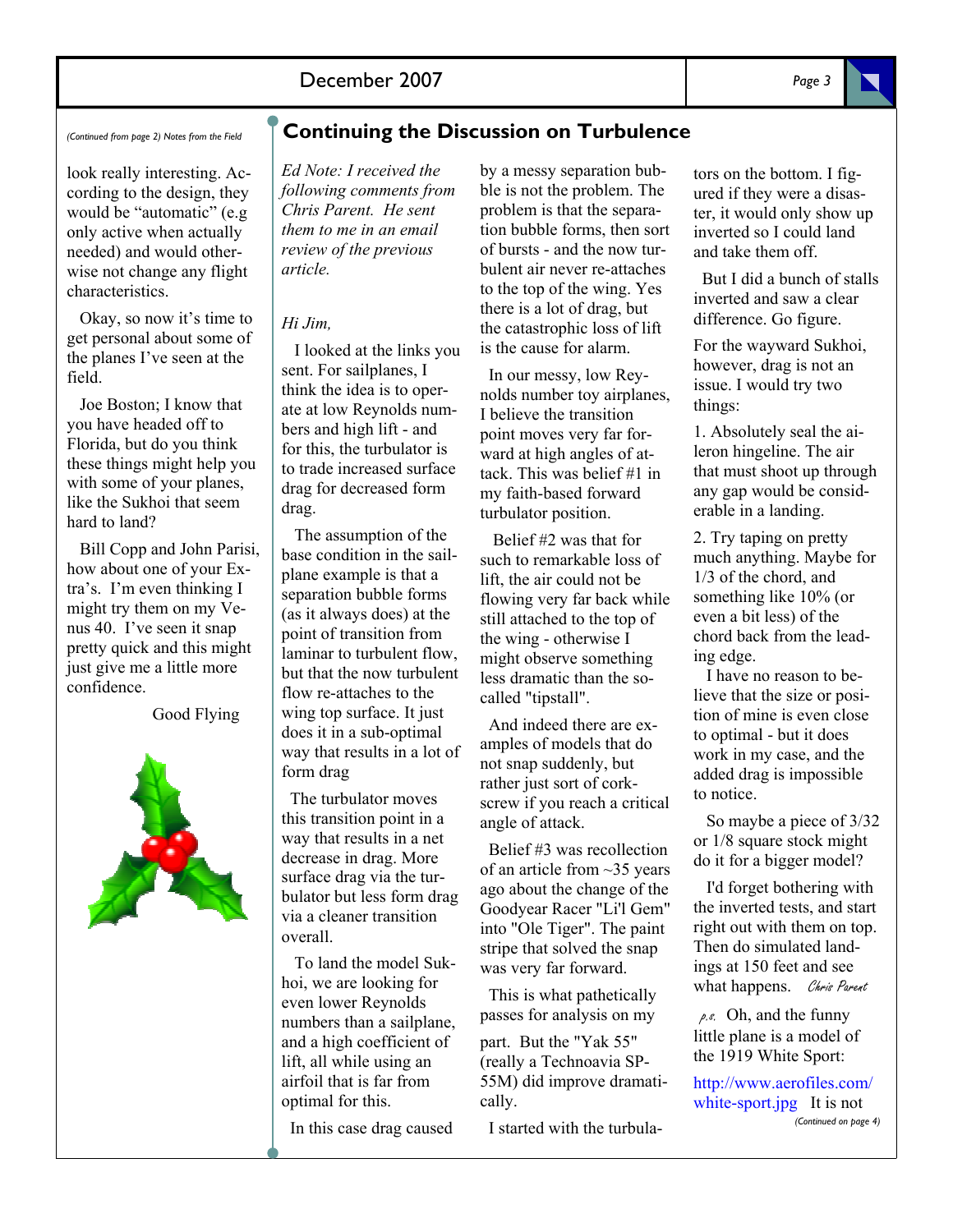*(Continued from page 2) Notes from the Field*

look really interesting. According to the design, they would be "automatic" (e.g only active when actually needed) and would otherwise not change any flight characteristics.

Okay, so now it's time to get personal about some of the planes I've seen at the field.

Joe Boston; I know that you have headed off to Florida, but do you think these things might help you with some of your planes, like the Sukhoi that seem hard to land?

Bill Copp and John Parisi, how about one of your Extra's. I'm even thinking I might try them on my Venus 40. I've seen it snap pretty quick and this might just give me a little more confidence.

Good Flying

## Continuing the Discussion on Turbulence

*Ed Note: I received the following comments from Chris Parent. He sent them to me in an email review of the previous article.*

*Hi Jim,*

I looked at the links you sent. For sailplanes, I think the idea is to operate at low Reynolds numbers and high lift - and for this, the turbulator is to trade increased surface drag for decreased form drag.

The assumption of the base condition in the sailplane example is that a separation bubble forms (as it always does) at the point of transition from laminar to turbulent flow, but that the now turbulent flow re-attaches to the wing top surface. It just does it in a sub-optimal way that results in a lot of form drag

The turbulator moves this transition point in a way that results in a net decrease in drag. More surface drag via the turbulator but less form drag via a cleaner transition overall.

To land the model Sukhoi, we are looking for even lower Reynolds numbers than a sailplane, and a high coefficient of lift, all while using an airfoil that is far from optimal for this.

In this case drag caused by a messy separation bubble is not the problem. The problem is that the separation bubble forms, then sort of bursts - and the now turbulent air never re-attaches to the top of the wing. Yes there is a lot of drag, but the catastrophic loss of lift is the cause for alarm.

In our messy, low Reynolds number toy airplanes, I believe the transition point moves very far forward at high angles of attack. This was belief #1 in my faith-based forward turbulator position.

Belief #2 was that for such to remarkable loss of lift, the air could not be flowing very far back while still attached to the top of the wing - otherwise I might observe something less dramatic than the so-called "tipstall".

And indeed there are examples of models that do not snap suddenly, but rather just sort of cork-screw if you reach a critical angle of attack.

Belief #3 was recollection of an article from ~35 years ago about the change of the Goodyear Racer "Li'l Gem" into "Ole Tiger". The paint stripe that solved the snap was very far forward.

This is what pathetically passes for analysis on my part. But the "Yak 55" (really a Technoavia SP-55M) did improve dramatically.

I started with the turbulators on the bottom. I figured if they were a disaster, it would only show up inverted so I could land and take them off.

But I did a bunch of stalls inverted and saw a clear difference. Go figure.

For the wayward Sukhoi, however, drag is not an issue. I would try two things:

1. Absolutely seal the aileron hingeline. The air that must shoot up through any gap would be considerable in a landing.
2. Try taping on pretty much anything. Maybe for 1/3 of the chord, and something like 10% (or even a bit less) of the chord back from the leading edge.

I have no reason to believe that the size or position of mine is even close to optimal - but it does work in my case, and the added drag is impossible to notice.

So maybe a piece of 3/32 or 1/8 square stock might do it for a bigger model?

I'd forget bothering with the inverted tests, and start right out with them on top. Then do simulated landings at 150 feet and see what happens. *Chris Parent*

*p.s.* Oh, and the funny little plane is a model of the 1919 White Sport:

http://www.aerofiles.com/white-sport.jpg It is not

*(Continued on page 4)*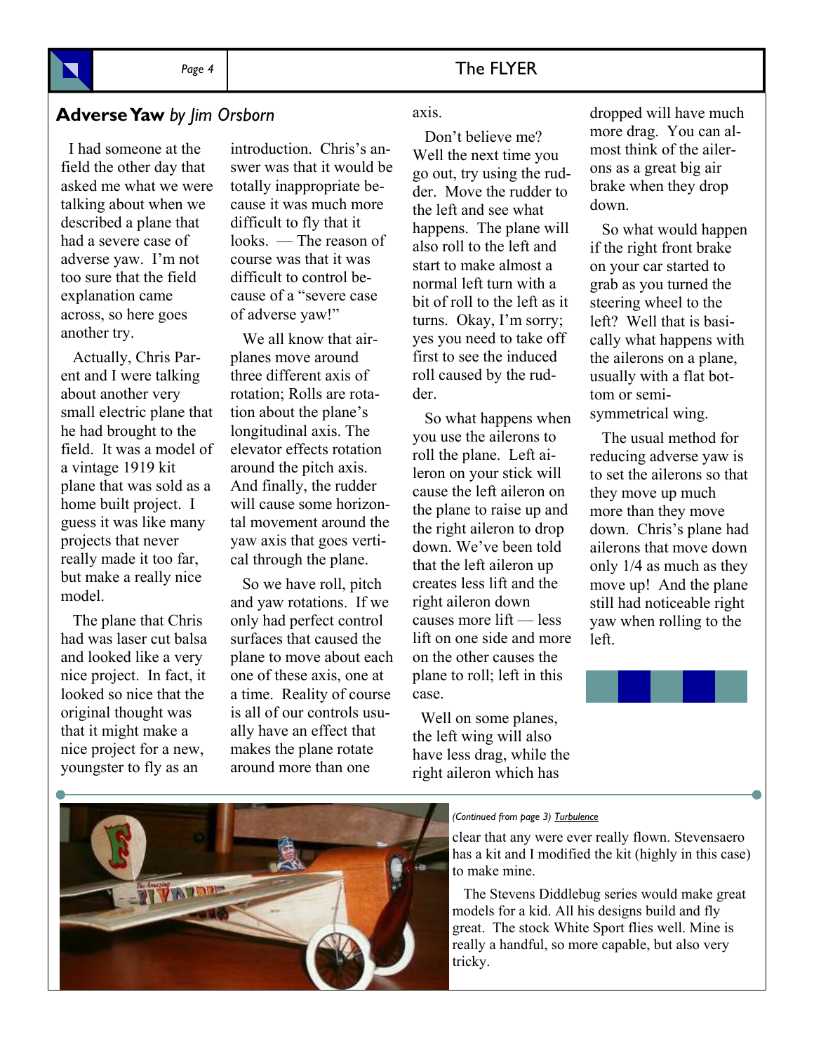## Adverse Yaw *by Jim Orsborn*

I had someone at the field the other day that asked me what we were talking about when we described a plane that had a severe case of adverse yaw. I'm not too sure that the field explanation came across, so here goes another try.

Actually, Chris Parent and I were talking about another very small electric plane that he had brought to the field. It was a model of a vintage 1919 kit plane that was sold as a home built project. I guess it was like many projects that never really made it too far, but make a really nice model.

The plane that Chris had was laser cut balsa and looked like a very nice project. In fact, it looked so nice that the original thought was that it might make a nice project for a new, youngster to fly as an introduction. Chris's answer was that it would be totally inappropriate because it was much more difficult to fly that it looks. — The reason of course was that it was difficult to control because of a "severe case of adverse yaw!"

We all know that airplanes move around three different axis of rotation; Rolls are rotation about the plane's longitudinal axis. The elevator effects rotation around the pitch axis. And finally, the rudder will cause some horizontal movement around the yaw axis that goes vertical through the plane.

So we have roll, pitch and yaw rotations. If we only had perfect control surfaces that caused the plane to move about each one of these axis, one at a time. Reality of course is all of our controls usually have an effect that makes the plane rotate around more than one axis.

Don't believe me? Well the next time you go out, try using the rudder. Move the rudder to the left and see what happens. The plane will also roll to the left and start to make almost a normal left turn with a bit of roll to the left as it turns. Okay, I'm sorry; yes you need to take off first to see the induced roll caused by the rudder.

So what happens when you use the ailerons to roll the plane. Left aileron on your stick will cause the left aileron on the plane to raise up and the right aileron to drop down. We've been told that the left aileron up creates less lift and the right aileron down causes more lift — less lift on one side and more on the other causes the plane to roll; left in this case.

Well on some planes, the left wing will also have less drag, while the right aileron which has dropped will have much more drag. You can almost think of the ailerons as a great big air brake when they drop down.

So what would happen if the right front brake on your car started to grab as you turned the steering wheel to the left? Well that is basically what happens with the ailerons on a plane, usually with a flat bottom or semi-symmetrical wing.

The usual method for reducing adverse yaw is to set the ailerons so that they move up much more than they move down. Chris's plane had ailerons that move down only 1/4 as much as they move up! And the plane still had noticeable right yaw when rolling to the left.

*(Continued from page 3)* Turbulence

clear that any were ever really flown. Stevensaero has a kit and I modified the kit (highly in this case) to make mine.

The Stevens Diddlebug series would make great models for a kid. All his designs build and fly great. The stock White Sport flies well. Mine is really a handful, so more capable, but also very tricky.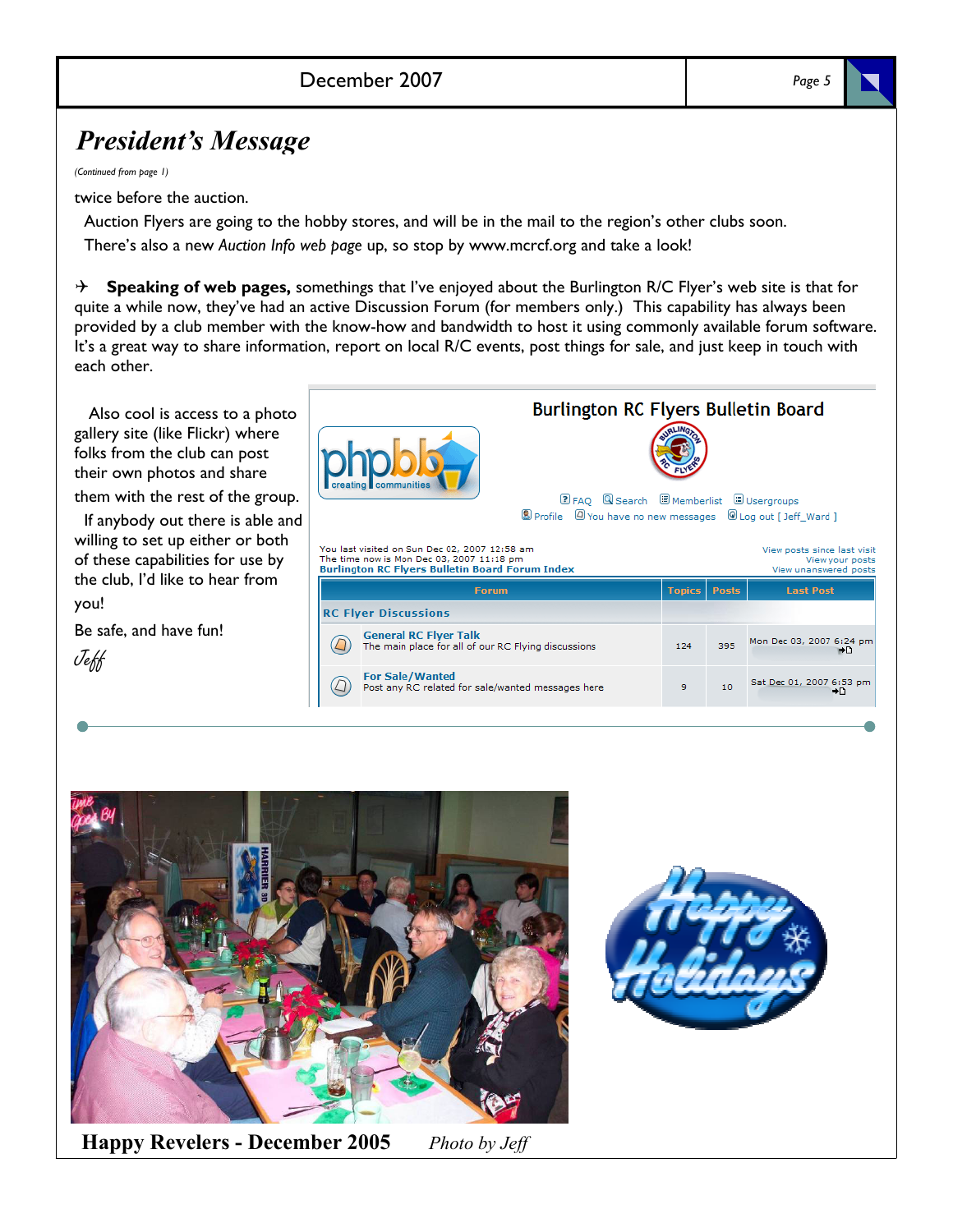# President's Message

*(Continued from page 1)*

twice before the auction.

Auction Flyers are going to the hobby stores, and will be in the mail to the region's other clubs soon.

There's also a new *Auction Info web page* up, so stop by www.mcrcf.org and take a look!

✈ **Speaking of web pages,** somethings that I've enjoyed about the Burlington R/C Flyer's web site is that for quite a while now, they've had an active Discussion Forum (for members only.) This capability has always been provided by a club member with the know-how and bandwidth to host it using commonly available forum software. It's a great way to share information, report on local R/C events, post things for sale, and just keep in touch with each other.

Also cool is access to a photo gallery site (like Flickr) where folks from the club can post their own photos and share them with the rest of the group.

If anybody out there is able and willing to set up either or both of these capabilities for use by the club, I'd like to hear from you!

Be safe, and have fun!

*Jeff*

**Happy Revelers - December 2005** *Photo by Jeff*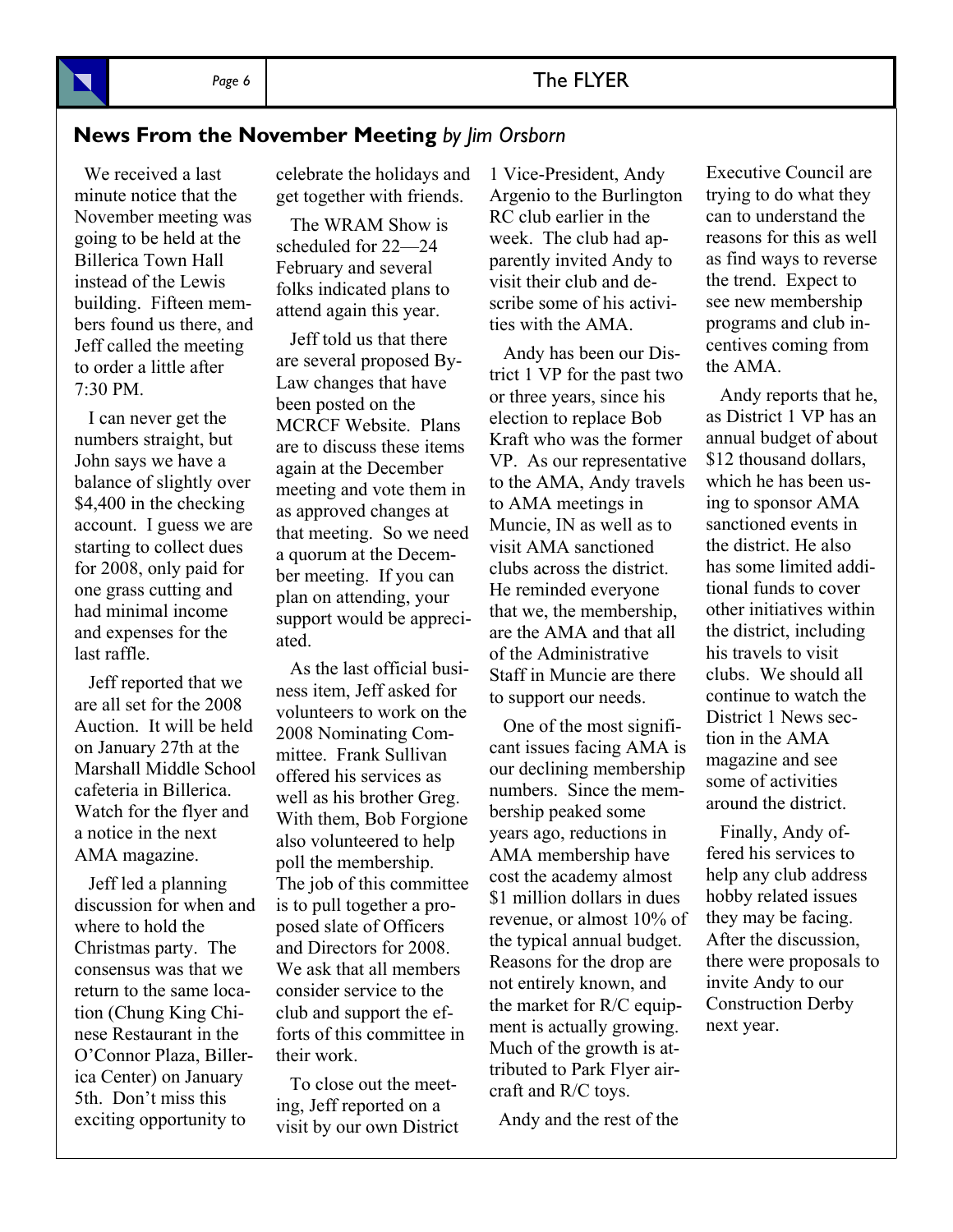## **News From the November Meeting** *by Jim Orsborn*

We received a last minute notice that the November meeting was going to be held at the Billerica Town Hall instead of the Lewis building. Fifteen members found us there, and Jeff called the meeting to order a little after 7:30 PM.

I can never get the numbers straight, but John says we have a balance of slightly over $4,400 in the checking account. I guess we are starting to collect dues for 2008, only paid for one grass cutting and had minimal income and expenses for the last raffle.

Jeff reported that we are all set for the 2008 Auction. It will be held on January 27th at the Marshall Middle School cafeteria in Billerica. Watch for the flyer and a notice in the next AMA magazine.

Jeff led a planning discussion for when and where to hold the Christmas party. The consensus was that we return to the same location (Chung King Chinese Restaurant in the O'Connor Plaza, Billerica Center) on January 5th. Don't miss this exciting opportunity to celebrate the holidays and get together with friends.

The WRAM Show is scheduled for 22—24 February and several folks indicated plans to attend again this year.

Jeff told us that there are several proposed By-Law changes that have been posted on the MCRCF Website. Plans are to discuss these items again at the December meeting and vote them in as approved changes at that meeting. So we need a quorum at the December meeting. If you can plan on attending, your support would be appreciated.

As the last official business item, Jeff asked for volunteers to work on the 2008 Nominating Committee. Frank Sullivan offered his services as well as his brother Greg. With them, Bob Forgione also volunteered to help poll the membership. The job of this committee is to pull together a proposed slate of Officers and Directors for 2008. We ask that all members consider service to the club and support the efforts of this committee in their work.

To close out the meeting, Jeff reported on a visit by our own District 1 Vice-President, Andy Argenio to the Burlington RC club earlier in the week. The club had apparently invited Andy to visit their club and describe some of his activities with the AMA.

Andy has been our District 1 VP for the past two or three years, since his election to replace Bob Kraft who was the former VP. As our representative to the AMA, Andy travels to AMA meetings in Muncie, IN as well as to visit AMA sanctioned clubs across the district. He reminded everyone that we, the membership, are the AMA and that all of the Administrative Staff in Muncie are there to support our needs.

One of the most significant issues facing AMA is our declining membership numbers. Since the membership peaked some years ago, reductions in AMA membership have cost the academy almost $1 million dollars in dues revenue, or almost 10% of the typical annual budget. Reasons for the drop are not entirely known, and the market for R/C equipment is actually growing. Much of the growth is attributed to Park Flyer aircraft and R/C toys.

Andy and the rest of the Executive Council are trying to do what they can to understand the reasons for this as well as find ways to reverse the trend. Expect to see new membership programs and club incentives coming from the AMA.

Andy reports that he, as District 1 VP has an annual budget of about $12 thousand dollars, which he has been using to sponsor AMA sanctioned events in the district. He also has some limited additional funds to cover other initiatives within the district, including his travels to visit clubs. We should all continue to watch the District 1 News section in the AMA magazine and see some of activities around the district.

Finally, Andy offered his services to help any club address hobby related issues they may be facing. After the discussion, there were proposals to invite Andy to our Construction Derby next year.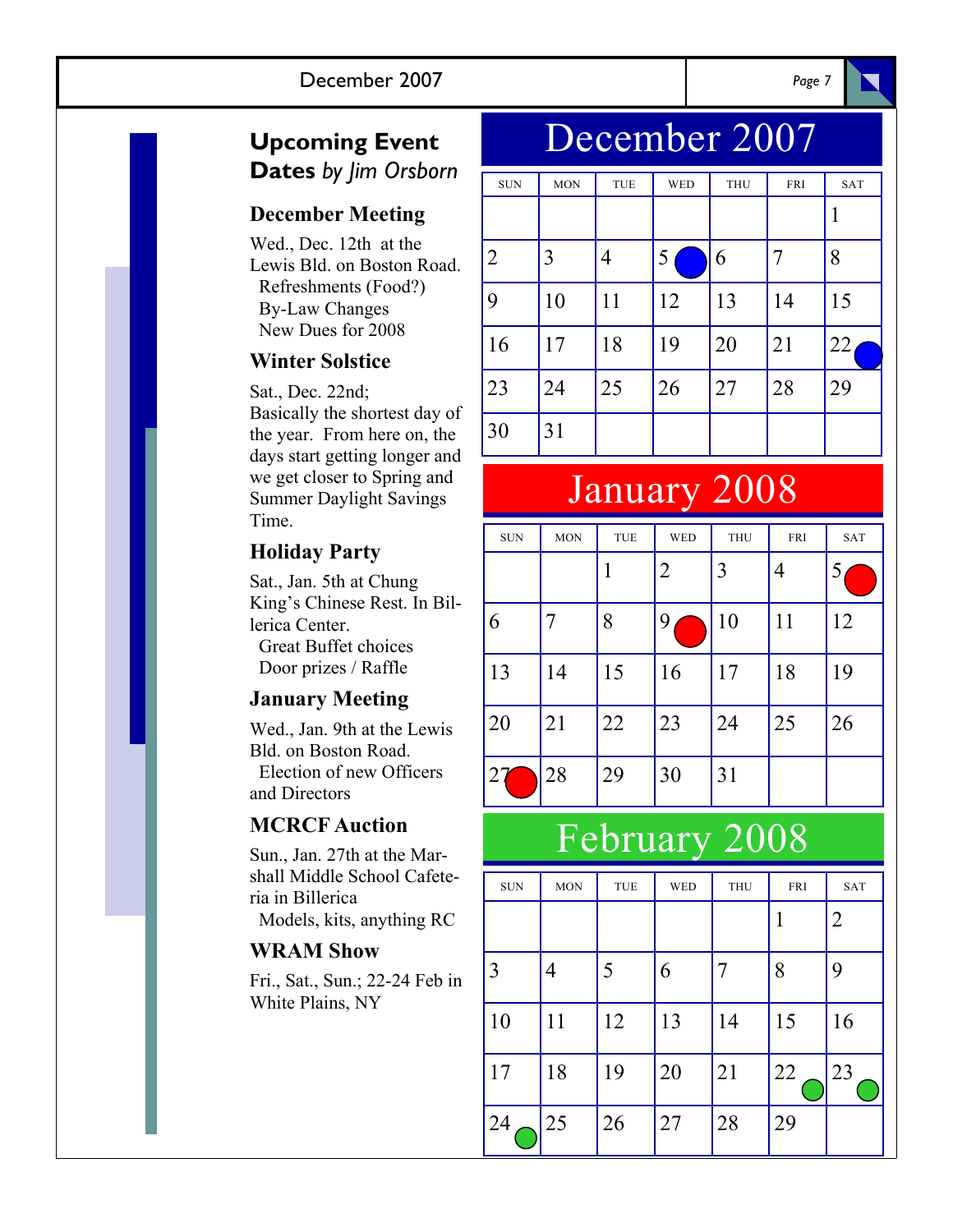## Upcoming Event Dates *by Jim Orsborn*

### December Meeting

Wed., Dec. 12th at the Lewis Bld. on Boston Road.
- Refreshments (Food?)
- By-Law Changes
- New Dues for 2008

### Winter Solstice

Sat., Dec. 22nd;
Basically the shortest day of the year. From here on, the days start getting longer and we get closer to Spring and Summer Daylight Savings Time.

### Holiday Party

Sat., Jan. 5th at Chung King's Chinese Rest. In Billerica Center.
- Great Buffet choices
- Door prizes / Raffle

### January Meeting

Wed., Jan. 9th at the Lewis Bld. on Boston Road.
- Election of new Officers and Directors

### MCRCF Auction

Sun., Jan. 27th at the Marshall Middle School Cafeteria in Billerica
- Models, kits, anything RC

### WRAM Show

Fri., Sat., Sun.; 22-24 Feb in White Plains, NY

## December 2007

| SUN | MON | TUE | WED | THU | FRI | SAT |
|---|---|---|---|---|---|---|
| | | | | | | 1 |
| 2 | 3 | 4 | 5 ● | 6 | 7 | 8 |
| 9 | 10 | 11 | 12 | 13 | 14 | 15 |
| 16 | 17 | 18 | 19 | 20 | 21 | 22 ● |
| 23 | 24 | 25 | 26 | 27 | 28 | 29 |
| 30 | 31 | | | | | |

## January 2008

| SUN | MON | TUE | WED | THU | FRI | SAT |
|---|---|---|---|---|---|---|
| | | 1 | 2 | 3 | 4 | 5 ● |
| 6 | 7 | 8 | 9 ● | 10 | 11 | 12 |
| 13 | 14 | 15 | 16 | 17 | 18 | 19 |
| 20 | 21 | 22 | 23 | 24 | 25 | 26 |
| 27 ● | 28 | 29 | 30 | 31 | | |

## February 2008

| SUN | MON | TUE | WED | THU | FRI | SAT |
|---|---|---|---|---|---|---|
| | | | | | 1 | 2 |
| 3 | 4 | 5 | 6 | 7 | 8 | 9 |
| 10 | 11 | 12 | 13 | 14 | 15 | 16 |
| 17 | 18 | 19 | 20 | 21 | 22 ● | 23 ● |
| 24 ● | 25 | 26 | 27 | 28 | 29 | |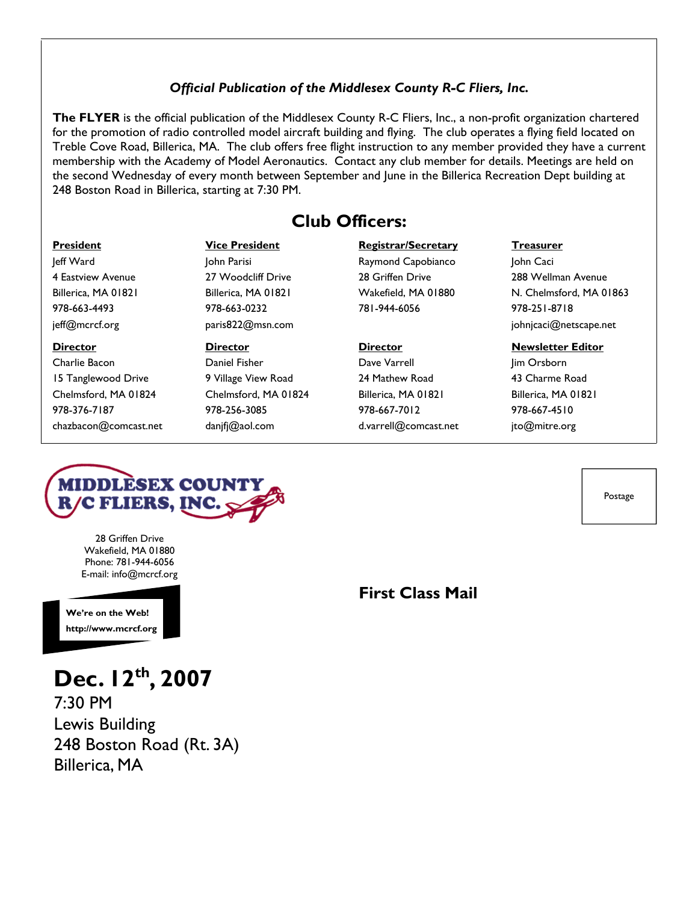*Official Publication of the Middlesex County R-C Fliers, Inc.*

**The FLYER** is the official publication of the Middlesex County R-C Fliers, Inc., a non-profit organization chartered for the promotion of radio controlled model aircraft building and flying. The club operates a flying field located on Treble Cove Road, Billerica, MA. The club offers free flight instruction to any member provided they have a current membership with the Academy of Model Aeronautics. Contact any club member for details. Meetings are held on the second Wednesday of every month between September and June in the Billerica Recreation Dept building at 248 Boston Road in Billerica, starting at 7:30 PM.

## Club Officers:

**President**
Jeff Ward
4 Eastview Avenue
Billerica, MA 01821
978-663-4493
jeff@mcrcf.org

**Vice President**
John Parisi
27 Woodcliff Drive
Billerica, MA 01821
978-663-0232
paris822@msn.com

**Registrar/Secretary**
Raymond Capobianco
28 Griffen Drive
Wakefield, MA 01880
781-944-6056

**Treasurer**
John Caci
288 Wellman Avenue
N. Chelmsford, MA 01863
978-251-8718
johnjcaci@netscape.net

**Director**
Charlie Bacon
15 Tanglewood Drive
Chelmsford, MA 01824
978-376-7187
chazbacon@comcast.net

**Director**
Daniel Fisher
9 Village View Road
Chelmsford, MA 01824
978-256-3085
danjfj@aol.com

**Director**
Dave Varrell
24 Mathew Road
Billerica, MA 01821
978-667-7012
d.varrell@comcast.net

**Newsletter Editor**
Jim Orsborn
43 Charme Road
Billerica, MA 01821
978-667-4510
jto@mitre.org

MIDDLESEX COUNTY R/C FLIERS, INC.

28 Griffen Drive
Wakefield, MA 01880
Phone: 781-944-6056
E-mail: info@mcrcf.org

**We're on the Web!**
**http://www.mcrcf.org**

Postage

**First Class Mail**

# Dec. 12th, 2007

7:30 PM
Lewis Building
248 Boston Road (Rt. 3A)
Billerica, MA